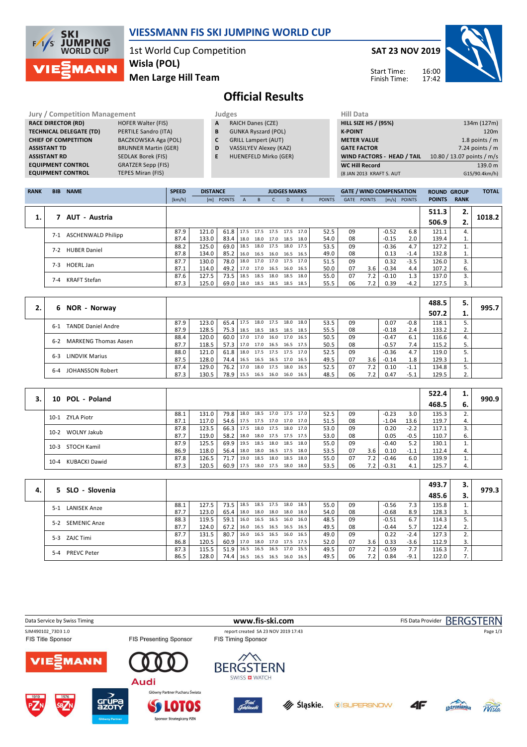# VIESSMANN FIS SKI JUMPING WORLD CUP

1st World Cup Competition
**Wisla (POL)**
**Men Large Hill Team**

**SAT 23 NOV 2019**

Start Time: 16:00
Finish Time: 17:42

## Official Results

| Jury / Competition Management | |
|---|---|
| RACE DIRECTOR (RD) | HOFER Walter (FIS) |
| TECHNICAL DELEGATE (TD) | PERTILE Sandro (ITA) |
| CHIEF OF COMPETITION | BACZKOWSKA Aga (POL) |
| ASSISTANT TD | BRUNNER Martin (GER) |
| ASSISTANT RD | SEDLAK Borek (FIS) |
| EQUIPMENT CONTROL | GRATZER Sepp (FIS) |
| EQUIPMENT CONTROL | TEPES Miran (FIS) |

| Judges | |
|---|---|
| A | RAICH Danes (CZE) |
| B | GUNKA Ryszard (POL) |
| C | GRILL Lampert (AUT) |
| D | VASSILYEV Alexey (KAZ) |
| E | HUENEFELD Mirko (GER) |

| Hill Data | |
|---|---|
| HILL SIZE HS / (95%) | 134m (127m) |
| K-POINT | 120m |
| METER VALUE | 1.8 points / m |
| GATE FACTOR | 7.24 points / m |
| WIND FACTORS - HEAD / TAIL | 10.80 / 13.07 points / m/s |
| WC Hill Record | 139.0 m |
| (8 JAN 2013 KRAFT S. AUT | G15/90.4km/h) |

| RANK | BIB | NAME | SPEED [km/h] | DISTANCE [m] | DISTANCE POINTS | A | B | C | D | E | JUDGES POINTS | GATE | GATE POINTS | WIND [m/s] | WIND POINTS | ROUND POINTS | GROUP RANK | TOTAL |
|---|---|---|---|---|---|---|---|---|---|---|---|---|---|---|---|---|---|---|
| 1. | 7 | AUT - Austria | | | | | | | | | | | | | | 511.3 / 506.9 | 2. / 2. | 1018.2 |
| | 7-1 | ASCHENWALD Philipp | 87.9 | 121.0 | 61.8 | 17.5 | 17.5 | 17.5 | 17.5 | 17.0 | 52.5 | 09 | | -0.52 | 6.8 | 121.1 | 4. | |
| | | | 87.4 | 133.0 | 83.4 | 18.0 | 18.0 | 17.0 | 18.5 | 18.0 | 54.0 | 08 | | -0.15 | 2.0 | 139.4 | 1. | |
| | 7-2 | HUBER Daniel | 88.2 | 125.0 | 69.0 | 18.5 | 18.0 | 17.5 | 18.0 | 17.5 | 53.5 | 09 | | -0.36 | 4.7 | 127.2 | 1. | |
| | | | 87.8 | 134.0 | 85.2 | 16.0 | 16.5 | 16.0 | 16.5 | 16.5 | 49.0 | 08 | | 0.13 | -1.4 | 132.8 | 1. | |
| | 7-3 | HOERL Jan | 87.7 | 130.0 | 78.0 | 18.0 | 17.0 | 17.0 | 17.5 | 17.0 | 51.5 | 09 | | 0.32 | -3.5 | 126.0 | 3. | |
| | | | 87.1 | 114.0 | 49.2 | 17.0 | 17.0 | 16.5 | 16.0 | 16.5 | 50.0 | 07 | 3.6 | -0.34 | 4.4 | 107.2 | 6. | |
| | 7-4 | KRAFT Stefan | 87.6 | 127.5 | 73.5 | 18.5 | 18.5 | 18.0 | 18.5 | 18.0 | 55.0 | 07 | 7.2 | -0.10 | 1.3 | 137.0 | 3. | |
| | | | 87.3 | 125.0 | 69.0 | 18.0 | 18.5 | 18.5 | 18.5 | 18.5 | 55.5 | 06 | 7.2 | 0.39 | -4.2 | 127.5 | 3. | |
| 2. | 6 | NOR - Norway | | | | | | | | | | | | | | 488.5 / 507.2 | 5. / 1. | 995.7 |
| | 6-1 | TANDE Daniel Andre | 87.9 | 123.0 | 65.4 | 17.5 | 18.0 | 17.5 | 18.0 | 18.0 | 53.5 | 09 | | 0.07 | -0.8 | 118.1 | 5. | |
| | | | 87.9 | 128.5 | 75.3 | 18.5 | 18.5 | 18.5 | 18.5 | 18.5 | 55.5 | 08 | | -0.18 | 2.4 | 133.2 | 2. | |
| | 6-2 | MARKENG Thomas Aasen | 88.4 | 120.0 | 60.0 | 17.0 | 17.0 | 16.0 | 17.0 | 16.5 | 50.5 | 09 | | -0.47 | 6.1 | 116.6 | 4. | |
| | | | 87.7 | 118.5 | 57.3 | 17.0 | 17.0 | 16.5 | 16.5 | 17.5 | 50.5 | 08 | | -0.57 | 7.4 | 115.2 | 5. | |
| | 6-3 | LINDVIK Marius | 88.0 | 121.0 | 61.8 | 18.0 | 17.5 | 17.5 | 17.5 | 17.0 | 52.5 | 09 | | -0.36 | 4.7 | 119.0 | 5. | |
| | | | 87.5 | 128.0 | 74.4 | 16.5 | 16.5 | 16.5 | 17.0 | 16.5 | 49.5 | 07 | 3.6 | -0.14 | 1.8 | 129.3 | 1. | |
| | 6-4 | JOHANSSON Robert | 87.4 | 129.0 | 76.2 | 17.0 | 18.0 | 17.5 | 18.0 | 16.5 | 52.5 | 07 | 7.2 | 0.10 | -1.1 | 134.8 | 5. | |
| | | | 87.3 | 130.5 | 78.9 | 15.5 | 16.5 | 16.0 | 16.0 | 16.5 | 48.5 | 06 | 7.2 | 0.47 | -5.1 | 129.5 | 2. | |
| 3. | 10 | POL - Poland | | | | | | | | | | | | | | 522.4 / 468.5 | 1. / 6. | 990.9 |
| | 10-1 | ZYLA Piotr | 88.1 | 131.0 | 79.8 | 18.0 | 18.5 | 17.0 | 17.5 | 17.0 | 52.5 | 09 | | -0.23 | 3.0 | 135.3 | 2. | |
| | | | 87.1 | 117.0 | 54.6 | 17.5 | 17.5 | 17.0 | 17.0 | 17.0 | 51.5 | 08 | | -1.04 | 13.6 | 119.7 | 4. | |
| | 10-2 | WOLNY Jakub | 87.8 | 123.5 | 66.3 | 17.5 | 18.0 | 17.5 | 18.0 | 17.0 | 53.0 | 09 | | 0.20 | -2.2 | 117.1 | 3. | |
| | | | 87.7 | 119.0 | 58.2 | 18.0 | 18.0 | 17.5 | 17.5 | 17.5 | 53.0 | 08 | | 0.05 | -0.5 | 110.7 | 6. | |
| | 10-3 | STOCH Kamil | 87.9 | 125.5 | 69.9 | 19.5 | 18.5 | 18.0 | 18.5 | 18.0 | 55.0 | 09 | | -0.40 | 5.2 | 130.1 | 1. | |
| | | | 86.9 | 118.0 | 56.4 | 18.0 | 18.0 | 16.5 | 17.5 | 18.0 | 53.5 | 07 | 3.6 | 0.10 | -1.1 | 112.4 | 4. | |
| | 10-4 | KUBACKI Dawid | 87.8 | 126.5 | 71.7 | 19.0 | 18.5 | 18.0 | 18.5 | 18.0 | 55.0 | 07 | 7.2 | -0.46 | 6.0 | 139.9 | 1. | |
| | | | 87.3 | 120.5 | 60.9 | 17.5 | 18.0 | 17.5 | 18.0 | 18.0 | 53.5 | 06 | 7.2 | -0.31 | 4.1 | 125.7 | 4. | |
| 4. | 5 | SLO - Slovenia | | | | | | | | | | | | | | 493.7 / 485.6 | 3. / 3. | 979.3 |
| | 5-1 | LANISEK Anze | 88.1 | 127.5 | 73.5 | 18.5 | 18.5 | 17.5 | 18.0 | 18.5 | 55.0 | 09 | | -0.56 | 7.3 | 135.8 | 1. | |
| | | | 87.7 | 123.0 | 65.4 | 18.0 | 18.0 | 18.0 | 18.0 | 18.0 | 54.0 | 08 | | -0.68 | 8.9 | 128.3 | 3. | |
| | 5-2 | SEMENIC Anze | 88.3 | 119.5 | 59.1 | 16.0 | 16.5 | 16.5 | 16.0 | 16.0 | 48.5 | 09 | | -0.51 | 6.7 | 114.3 | 5. | |
| | | | 87.7 | 124.0 | 67.2 | 16.0 | 16.5 | 16.5 | 16.5 | 16.5 | 49.5 | 08 | | -0.44 | 5.7 | 122.4 | 2. | |
| | 5-3 | ZAJC Timi | 87.7 | 131.5 | 80.7 | 16.0 | 16.5 | 16.5 | 16.0 | 16.5 | 49.0 | 09 | | 0.22 | -2.4 | 127.3 | 2. | |
| | | | 86.8 | 120.5 | 60.9 | 17.0 | 18.0 | 17.0 | 17.5 | 17.5 | 52.0 | 07 | 3.6 | 0.33 | -3.6 | 112.9 | 3. | |
| | 5-4 | PREVC Peter | 87.3 | 115.5 | 51.9 | 16.5 | 16.5 | 16.5 | 17.0 | 15.5 | 49.5 | 07 | 7.2 | -0.59 | 7.7 | 116.3 | 7. | |
| | | | 86.5 | 128.0 | 74.4 | 16.5 | 16.5 | 16.5 | 16.0 | 16.5 | 49.5 | 06 | 7.2 | 0.84 | -9.1 | 122.0 | 7. | |

Data Service by Swiss Timing — www.fis-ski.com — FIS Data Provider BERGSTERN

SJM490102_73D3 1.0 — report created SA 23 NOV 2019 17:43

FIS Title Sponsor — FIS Presenting Sponsor — FIS Timing Sponsor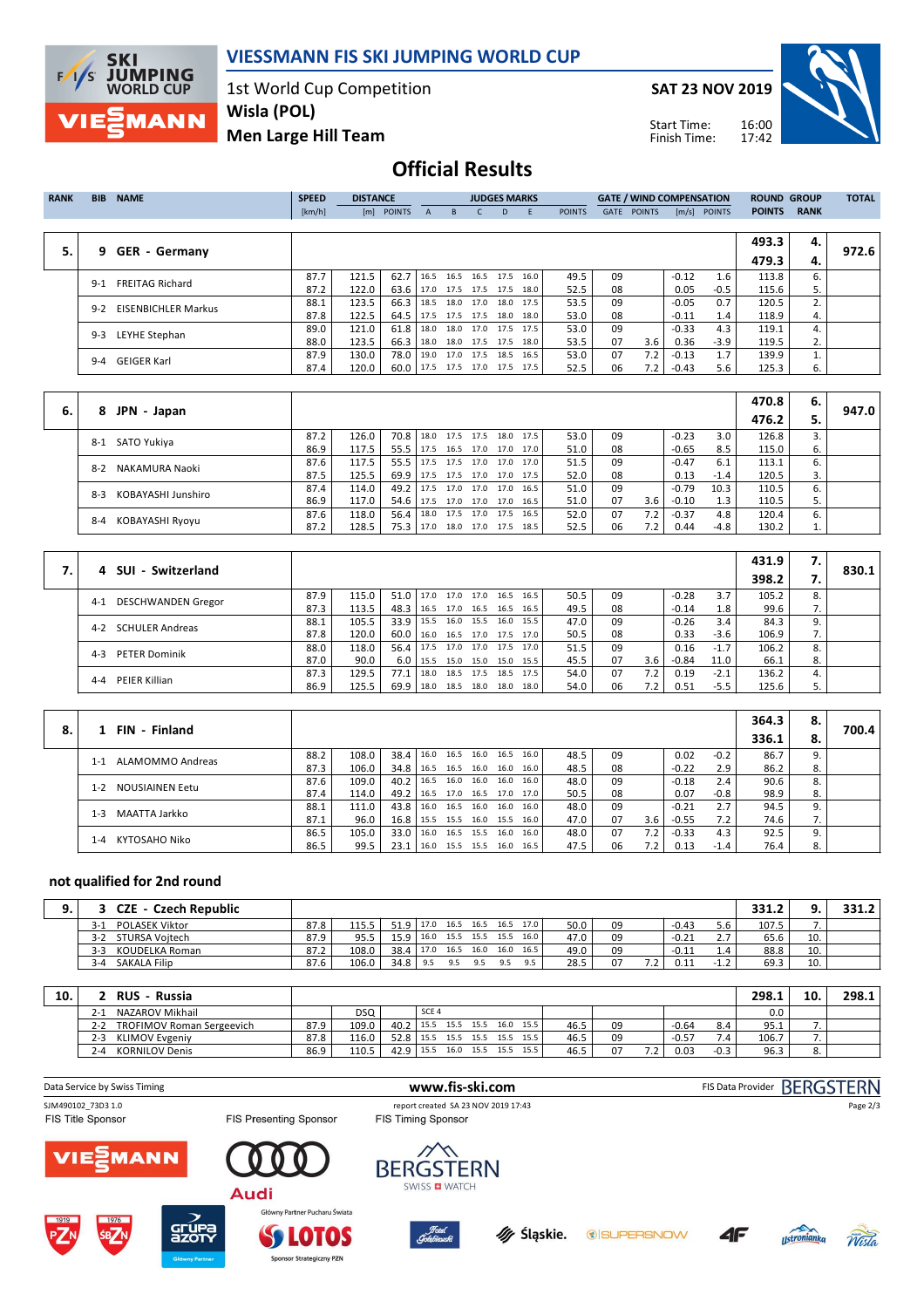# VIESSMANN FIS SKI JUMPING WORLD CUP

1st World Cup Competition
**Wisla (POL)**
**Men Large Hill Team**

**SAT 23 NOV 2019**

Start Time: 16:00
Finish Time: 17:42

## Official Results

| RANK | BIB | NAME | SPEED [km/h] | DISTANCE [m] | POINTS | A | B | C | D | E | JUDGES POINTS | GATE | GATE POINTS | WIND [m/s] | WIND POINTS | ROUND POINTS | GROUP RANK | TOTAL |
|---|---|---|---|---|---|---|---|---|---|---|---|---|---|---|---|---|---|---|
| 5. | 9 | GER - Germany | | | | | | | | | | | | | | 493.3 | 4. | 972.6 |
| | | | | | | | | | | | | | | | | 479.3 | 4. | |
| | 9-1 | FREITAG Richard | 87.7 | 121.5 | 62.7 | 16.5 | 16.5 | 16.5 | 17.5 | 16.0 | 49.5 | 09 | | -0.12 | 1.6 | 113.8 | 6. | |
| | | | 87.2 | 122.0 | 63.6 | 17.0 | 17.5 | 17.5 | 17.5 | 18.0 | 52.5 | 08 | | 0.05 | -0.5 | 115.6 | 5. | |
| | 9-2 | EISENBICHLER Markus | 88.1 | 123.5 | 66.3 | 18.5 | 18.0 | 17.0 | 18.0 | 17.5 | 53.5 | 09 | | -0.05 | 0.7 | 120.5 | 2. | |
| | | | 87.8 | 122.5 | 64.5 | 17.5 | 17.5 | 17.5 | 18.0 | 18.0 | 53.0 | 08 | | -0.11 | 1.4 | 118.9 | 4. | |
| | 9-3 | LEYHE Stephan | 89.0 | 121.0 | 61.8 | 18.0 | 18.0 | 17.0 | 17.5 | 17.5 | 53.0 | 09 | | -0.33 | 4.3 | 119.1 | 4. | |
| | | | 88.0 | 123.5 | 66.3 | 18.0 | 18.0 | 17.5 | 17.5 | 18.0 | 53.5 | 07 | 3.6 | 0.36 | -3.9 | 119.5 | 2. | |
| | 9-4 | GEIGER Karl | 87.9 | 130.0 | 78.0 | 19.0 | 17.0 | 17.5 | 18.5 | 16.5 | 53.0 | 07 | 7.2 | -0.13 | 1.7 | 139.9 | 1. | |
| | | | 87.4 | 120.0 | 60.0 | 17.5 | 17.5 | 17.0 | 17.5 | 17.5 | 52.5 | 06 | 7.2 | -0.43 | 5.6 | 125.3 | 6. | |
| 6. | 8 | JPN - Japan | | | | | | | | | | | | | | 470.8 | 6. | 947.0 |
| | | | | | | | | | | | | | | | | 476.2 | 5. | |
| | 8-1 | SATO Yukiya | 87.2 | 126.0 | 70.8 | 18.0 | 17.5 | 17.5 | 18.0 | 17.5 | 53.0 | 09 | | -0.23 | 3.0 | 126.8 | 3. | |
| | | | 86.9 | 117.5 | 55.5 | 17.5 | 16.5 | 17.0 | 17.0 | 17.0 | 51.0 | 08 | | -0.65 | 8.5 | 115.0 | 6. | |
| | 8-2 | NAKAMURA Naoki | 87.6 | 117.5 | 55.5 | 17.5 | 17.5 | 17.0 | 17.0 | 17.0 | 51.5 | 09 | | -0.47 | 6.1 | 113.1 | 6. | |
| | | | 87.5 | 125.5 | 69.9 | 17.5 | 17.5 | 17.0 | 17.0 | 17.5 | 52.0 | 08 | | 0.13 | -1.4 | 120.5 | 3. | |
| | 8-3 | KOBAYASHI Junshiro | 87.4 | 114.0 | 49.2 | 17.5 | 17.0 | 17.0 | 17.0 | 16.5 | 51.0 | 09 | | -0.79 | 10.3 | 110.5 | 6. | |
| | | | 86.9 | 117.0 | 54.6 | 17.5 | 17.0 | 17.0 | 17.0 | 16.5 | 51.0 | 07 | 3.6 | -0.10 | 1.3 | 110.5 | 5. | |
| | 8-4 | KOBAYASHI Ryoyu | 87.6 | 118.0 | 56.4 | 18.0 | 17.5 | 17.0 | 17.5 | 16.5 | 52.0 | 07 | 7.2 | -0.37 | 4.8 | 120.4 | 6. | |
| | | | 87.2 | 128.5 | 75.3 | 17.0 | 18.0 | 17.0 | 17.5 | 18.5 | 52.5 | 06 | 7.2 | 0.44 | -4.8 | 130.2 | 1. | |
| 7. | 4 | SUI - Switzerland | | | | | | | | | | | | | | 431.9 | 7. | 830.1 |
| | | | | | | | | | | | | | | | | 398.2 | 7. | |
| | 4-1 | DESCHWANDEN Gregor | 87.9 | 115.0 | 51.0 | 17.0 | 17.0 | 17.0 | 16.5 | 16.5 | 50.5 | 09 | | -0.28 | 3.7 | 105.2 | 8. | |
| | | | 87.3 | 113.5 | 48.3 | 16.5 | 17.0 | 16.5 | 16.5 | 16.5 | 49.5 | 08 | | -0.14 | 1.8 | 99.6 | 7. | |
| | 4-2 | SCHULER Andreas | 88.1 | 105.5 | 33.9 | 15.5 | 16.0 | 15.5 | 16.0 | 15.5 | 47.0 | 09 | | -0.26 | 3.4 | 84.3 | 9. | |
| | | | 87.8 | 120.0 | 60.0 | 16.0 | 16.5 | 17.0 | 17.5 | 17.0 | 50.5 | 08 | | 0.33 | -3.6 | 106.9 | 7. | |
| | 4-3 | PETER Dominik | 88.0 | 118.0 | 56.4 | 17.5 | 17.0 | 17.0 | 17.5 | 17.0 | 51.5 | 09 | | 0.16 | -1.7 | 106.2 | 8. | |
| | | | 87.0 | 90.0 | 6.0 | 15.5 | 15.0 | 15.0 | 15.0 | 15.5 | 45.5 | 07 | 3.6 | -0.84 | 11.0 | 66.1 | 8. | |
| | 4-4 | PEIER Killian | 87.3 | 129.5 | 77.1 | 18.0 | 18.5 | 17.5 | 18.5 | 17.5 | 54.0 | 07 | 7.2 | 0.19 | -2.1 | 136.2 | 4. | |
| | | | 86.9 | 125.5 | 69.9 | 18.0 | 18.5 | 18.0 | 18.0 | 18.0 | 54.0 | 06 | 7.2 | 0.51 | -5.5 | 125.6 | 5. | |
| 8. | 1 | FIN - Finland | | | | | | | | | | | | | | 364.3 | 8. | 700.4 |
| | | | | | | | | | | | | | | | | 336.1 | 8. | |
| | 1-1 | ALAMOMMO Andreas | 88.2 | 108.0 | 38.4 | 16.0 | 16.5 | 16.0 | 16.5 | 16.0 | 48.5 | 09 | | 0.02 | -0.2 | 86.7 | 9. | |
| | | | 87.3 | 106.0 | 34.8 | 16.5 | 16.5 | 16.0 | 16.0 | 16.0 | 48.5 | 08 | | -0.22 | 2.9 | 86.2 | 8. | |
| | 1-2 | NOUSIAINEN Eetu | 87.6 | 109.0 | 40.2 | 16.5 | 16.0 | 16.0 | 16.0 | 16.0 | 48.0 | 09 | | -0.18 | 2.4 | 90.6 | 8. | |
| | | | 87.4 | 114.0 | 49.2 | 16.5 | 17.0 | 16.5 | 17.0 | 17.0 | 50.5 | 08 | | 0.07 | -0.8 | 98.9 | 8. | |
| | 1-3 | MAATTA Jarkko | 88.1 | 111.0 | 43.8 | 16.0 | 16.5 | 16.0 | 16.0 | 16.0 | 48.0 | 09 | | -0.21 | 2.7 | 94.5 | 9. | |
| | | | 87.1 | 96.0 | 16.8 | 15.5 | 15.5 | 16.0 | 15.5 | 16.0 | 47.0 | 07 | 3.6 | -0.55 | 7.2 | 74.6 | 7. | |
| | 1-4 | KYTOSAHO Niko | 86.5 | 105.0 | 33.0 | 16.0 | 16.5 | 15.5 | 16.0 | 16.0 | 48.0 | 07 | 7.2 | -0.33 | 4.3 | 92.5 | 9. | |
| | | | 86.5 | 99.5 | 23.1 | 16.0 | 15.5 | 15.5 | 16.0 | 16.5 | 47.5 | 06 | 7.2 | 0.13 | -1.4 | 76.4 | 8. | |

### not qualified for 2nd round

| RANK | BIB | NAME | SPEED [km/h] | DISTANCE [m] | POINTS | A | B | C | D | E | JUDGES POINTS | GATE | GATE POINTS | WIND [m/s] | WIND POINTS | ROUND POINTS | GROUP RANK | TOTAL |
|---|---|---|---|---|---|---|---|---|---|---|---|---|---|---|---|---|---|---|
| 9. | 3 | CZE - Czech Republic | | | | | | | | | | | | | | 331.2 | 9. | 331.2 |
| | 3-1 | POLASEK Viktor | 87.8 | 115.5 | 51.9 | 17.0 | 16.5 | 16.5 | 16.5 | 17.0 | 50.0 | 09 | | -0.43 | 5.6 | 107.5 | 7. | |
| | 3-2 | STURSA Vojtech | 87.9 | 95.5 | 15.9 | 16.0 | 15.5 | 15.5 | 15.5 | 16.0 | 47.0 | 09 | | -0.21 | 2.7 | 65.6 | 10. | |
| | 3-3 | KOUDELKA Roman | 87.2 | 108.0 | 38.4 | 17.0 | 16.5 | 16.0 | 16.0 | 16.5 | 49.0 | 09 | | -0.11 | 1.4 | 88.8 | 10. | |
| | 3-4 | SAKALA Filip | 87.6 | 106.0 | 34.8 | 9.5 | 9.5 | 9.5 | 9.5 | 9.5 | 28.5 | 07 | 7.2 | 0.11 | -1.2 | 69.3 | 10. | |
| 10. | 2 | RUS - Russia | | | | | | | | | | | | | | 298.1 | 10. | 298.1 |
| | 2-1 | NAZAROV Mikhail | | DSQ | | SCE 4 | | | | | | | | | | 0.0 | | |
| | 2-2 | TROFIMOV Roman Sergeevich | 87.9 | 109.0 | 40.2 | 15.5 | 15.5 | 15.5 | 16.0 | 15.5 | 46.5 | 09 | | -0.64 | 8.4 | 95.1 | 7. | |
| | 2-3 | KLIMOV Evgeniy | 87.8 | 116.0 | 52.8 | 15.5 | 15.5 | 15.5 | 15.5 | 15.5 | 46.5 | 09 | | -0.57 | 7.4 | 106.7 | 7. | |
| | 2-4 | KORNILOV Denis | 86.9 | 110.5 | 42.9 | 15.5 | 16.0 | 15.5 | 15.5 | 15.5 | 46.5 | 07 | 7.2 | 0.03 | -0.3 | 96.3 | 8. | |

Data Service by Swiss Timing — www.fis-ski.com — FIS Data Provider BERGSTERN

SJM490102_73D3 1.0 — report created SA 23 NOV 2019 17:43

FIS Title Sponsor: VIESSMANN — FIS Presenting Sponsor: Audi — FIS Timing Sponsor: BERGSTERN

Główny Partner Pucharu Świata: LOTOS — Sponsor Strategiczny PZN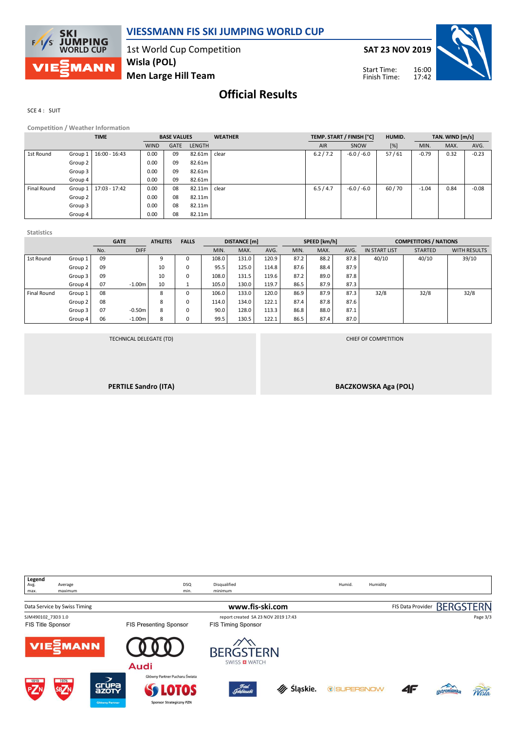# VIESSMANN FIS SKI JUMPING WORLD CUP

1st World Cup Competition
**Wisla (POL)**
**Men Large Hill Team**

**SAT 23 NOV 2019**

Start Time: 16:00
Finish Time: 17:42

## Official Results

SCE 4 : SUIT

### Competition / Weather Information

| | | TIME | BASE VALUES | | | WEATHER | TEMP. START / FINISH [°C] | | HUMID. | TAN. WIND [m/s] | | |
|---|---|---|---|---|---|---|---|---|---|---|---|---|
| | | | WIND | GATE | LENGTH | | AIR | SNOW | [%] | MIN. | MAX. | AVG. |
| 1st Round | Group 1 | 16:00 - 16:43 | 0.00 | 09 | 82.61m | clear | 6.2 / 7.2 | -6.0 / -6.0 | 57 / 61 | -0.79 | 0.32 | -0.23 |
| | Group 2 | | 0.00 | 09 | 82.61m | | | | | | | |
| | Group 3 | | 0.00 | 09 | 82.61m | | | | | | | |
| | Group 4 | | 0.00 | 09 | 82.61m | | | | | | | |
| Final Round | Group 1 | 17:03 - 17:42 | 0.00 | 08 | 82.11m | clear | 6.5 / 4.7 | -6.0 / -6.0 | 60 / 70 | -1.04 | 0.84 | -0.08 |
| | Group 2 | | 0.00 | 08 | 82.11m | | | | | | | |
| | Group 3 | | 0.00 | 08 | 82.11m | | | | | | | |
| | Group 4 | | 0.00 | 08 | 82.11m | | | | | | | |

### Statistics

| | | GATE | | ATHLETES | FALLS | DISTANCE [m] | | | SPEED [km/h] | | | COMPETITORS / NATIONS | | |
|---|---|---|---|---|---|---|---|---|---|---|---|---|---|---|
| | | No. | DIFF | | | MIN. | MAX. | AVG. | MIN. | MAX. | AVG. | IN START LIST | STARTED | WITH RESULTS |
| 1st Round | Group 1 | 09 | | 9 | 0 | 108.0 | 131.0 | 120.9 | 87.2 | 88.2 | 87.8 | 40/10 | 40/10 | 39/10 |
| | Group 2 | 09 | | 10 | 0 | 95.5 | 125.0 | 114.8 | 87.6 | 88.4 | 87.9 | | | |
| | Group 3 | 09 | | 10 | 0 | 108.0 | 131.5 | 119.6 | 87.2 | 89.0 | 87.8 | | | |
| | Group 4 | 07 | -1.00m | 10 | 1 | 105.0 | 130.0 | 119.7 | 86.5 | 87.9 | 87.3 | | | |
| Final Round | Group 1 | 08 | | 8 | 0 | 106.0 | 133.0 | 120.0 | 86.9 | 87.9 | 87.3 | 32/8 | 32/8 | 32/8 |
| | Group 2 | 08 | | 8 | 0 | 114.0 | 134.0 | 122.1 | 87.4 | 87.8 | 87.6 | | | |
| | Group 3 | 07 | -0.50m | 8 | 0 | 90.0 | 128.0 | 113.3 | 86.8 | 88.0 | 87.1 | | | |
| | Group 4 | 06 | -1.00m | 8 | 0 | 99.5 | 130.5 | 122.1 | 86.5 | 87.4 | 87.0 | | | |

| TECHNICAL DELEGATE (TD) | CHIEF OF COMPETITION |
|---|---|
| **PERTILE Sandro (ITA)** | **BACZKOWSKA Aga (POL)** |

**Legend**
Avg. Average
max. maximum
DSQ Disqualified
min. minimum
Humid. Humidity

Data Service by Swiss Timing
www.fis-ski.com
FIS Data Provider BERGSTERN
SJM490102_73D3 1.0
report created SA 23 NOV 2019 17:43

FIS Title Sponsor
FIS Presenting Sponsor
FIS Timing Sponsor